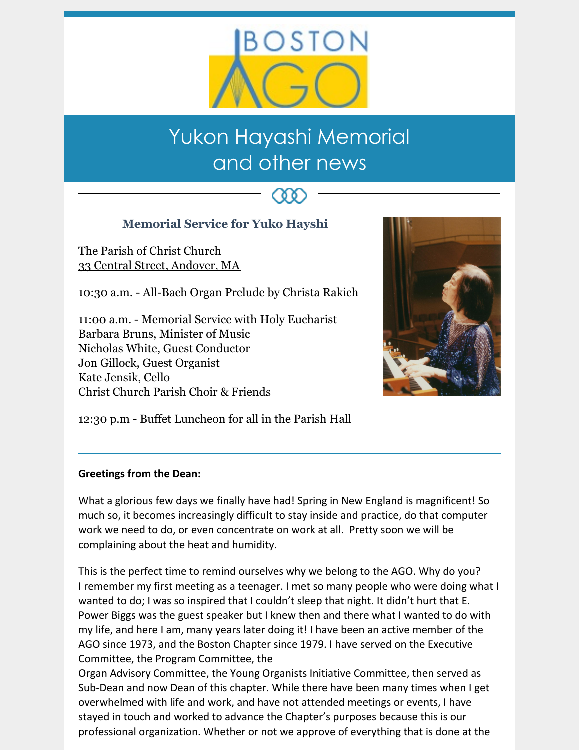# BOSTON AGO

# Yukon Hayashi Memorial and other news

### Memorial Service for Yuko Hayshi

The Parish of Christ Church
33 Central Street, Andover, MA

10:30 a.m. - All-Bach Organ Prelude by Christa Rakich

11:00 a.m. - Memorial Service with Holy Eucharist
Barbara Bruns, Minister of Music
Nicholas White, Guest Conductor
Jon Gillock, Guest Organist
Kate Jensik, Cello
Christ Church Parish Choir & Friends

12:30 p.m - Buffet Luncheon for all in the Parish Hall

---

**Greetings from the Dean:**

What a glorious few days we finally have had! Spring in New England is magnificent! So much so, it becomes increasingly difficult to stay inside and practice, do that computer work we need to do, or even concentrate on work at all. Pretty soon we will be complaining about the heat and humidity.

This is the perfect time to remind ourselves why we belong to the AGO. Why do you? I remember my first meeting as a teenager. I met so many people who were doing what I wanted to do; I was so inspired that I couldn't sleep that night. It didn't hurt that E. Power Biggs was the guest speaker but I knew then and there what I wanted to do with my life, and here I am, many years later doing it! I have been an active member of the AGO since 1973, and the Boston Chapter since 1979. I have served on the Executive Committee, the Program Committee, the Organ Advisory Committee, the Young Organists Initiative Committee, then served as Sub-Dean and now Dean of this chapter. While there have been many times when I get overwhelmed with life and work, and have not attended meetings or events, I have stayed in touch and worked to advance the Chapter's purposes because this is our professional organization. Whether or not we approve of everything that is done at the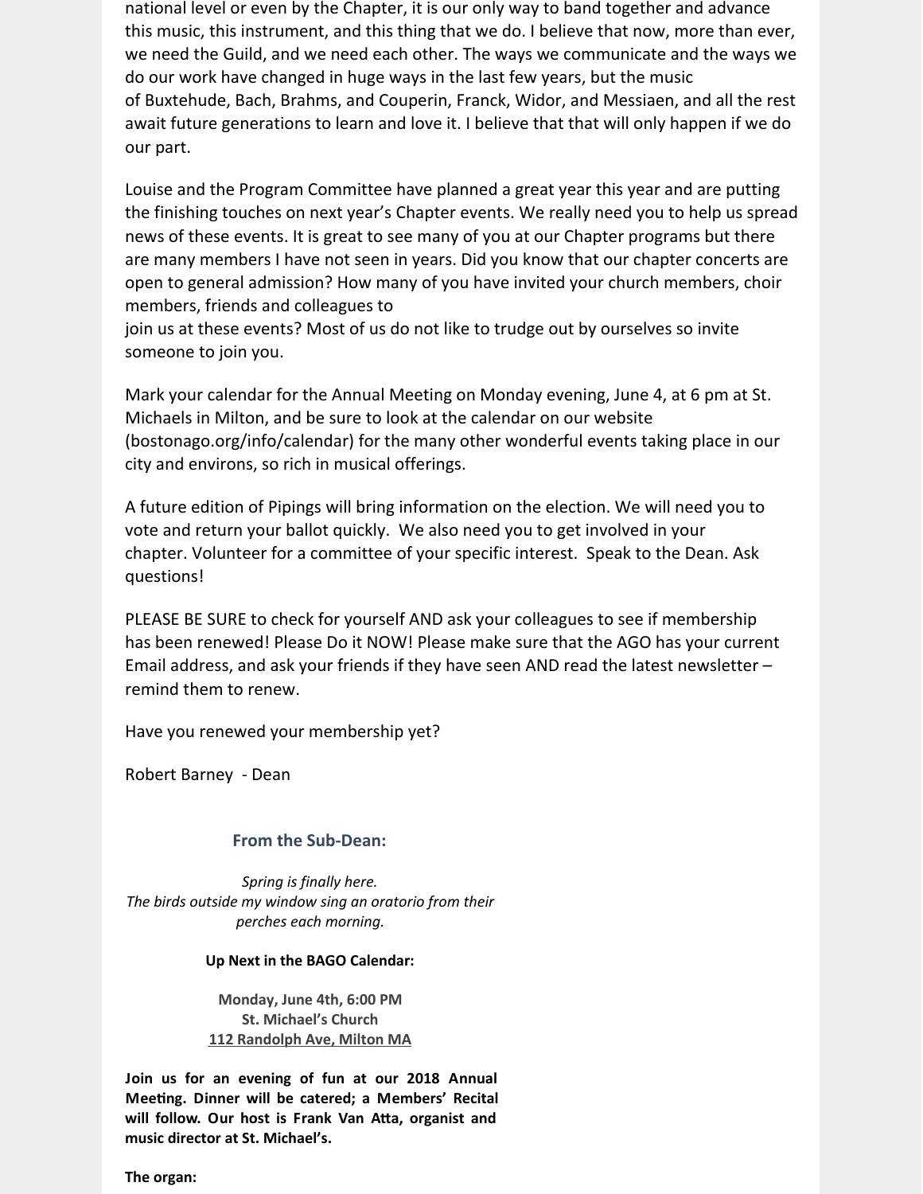national level or even by the Chapter, it is our only way to band together and advance this music, this instrument, and this thing that we do. I believe that now, more than ever, we need the Guild, and we need each other. The ways we communicate and the ways we do our work have changed in huge ways in the last few years, but the music of Buxtehude, Bach, Brahms, and Couperin, Franck, Widor, and Messiaen, and all the rest await future generations to learn and love it. I believe that that will only happen if we do our part.

Louise and the Program Committee have planned a great year this year and are putting the finishing touches on next year's Chapter events. We really need you to help us spread news of these events. It is great to see many of you at our Chapter programs but there are many members I have not seen in years. Did you know that our chapter concerts are open to general admission? How many of you have invited your church members, choir members, friends and colleagues to join us at these events? Most of us do not like to trudge out by ourselves so invite someone to join you.

Mark your calendar for the Annual Meeting on Monday evening, June 4, at 6 pm at St. Michaels in Milton, and be sure to look at the calendar on our website (bostonago.org/info/calendar) for the many other wonderful events taking place in our city and environs, so rich in musical offerings.

A future edition of Pipings will bring information on the election. We will need you to vote and return your ballot quickly. We also need you to get involved in your chapter. Volunteer for a committee of your specific interest. Speak to the Dean. Ask questions!

PLEASE BE SURE to check for yourself AND ask your colleagues to see if membership has been renewed! Please Do it NOW! Please make sure that the AGO has your current Email address, and ask your friends if they have seen AND read the latest newsletter – remind them to renew.

Have you renewed your membership yet?

Robert Barney - Dean

### From the Sub-Dean:

*Spring is finally here.*
*The birds outside my window sing an oratorio from their perches each morning.*

**Up Next in the BAGO Calendar:**

**Monday, June 4th, 6:00 PM**
**St. Michael's Church**
**112 Randolph Ave, Milton MA**

**Join us for an evening of fun at our 2018 Annual Meeting. Dinner will be catered; a Members' Recital will follow. Our host is Frank Van Atta, organist and music director at St. Michael's.**

**The organ:**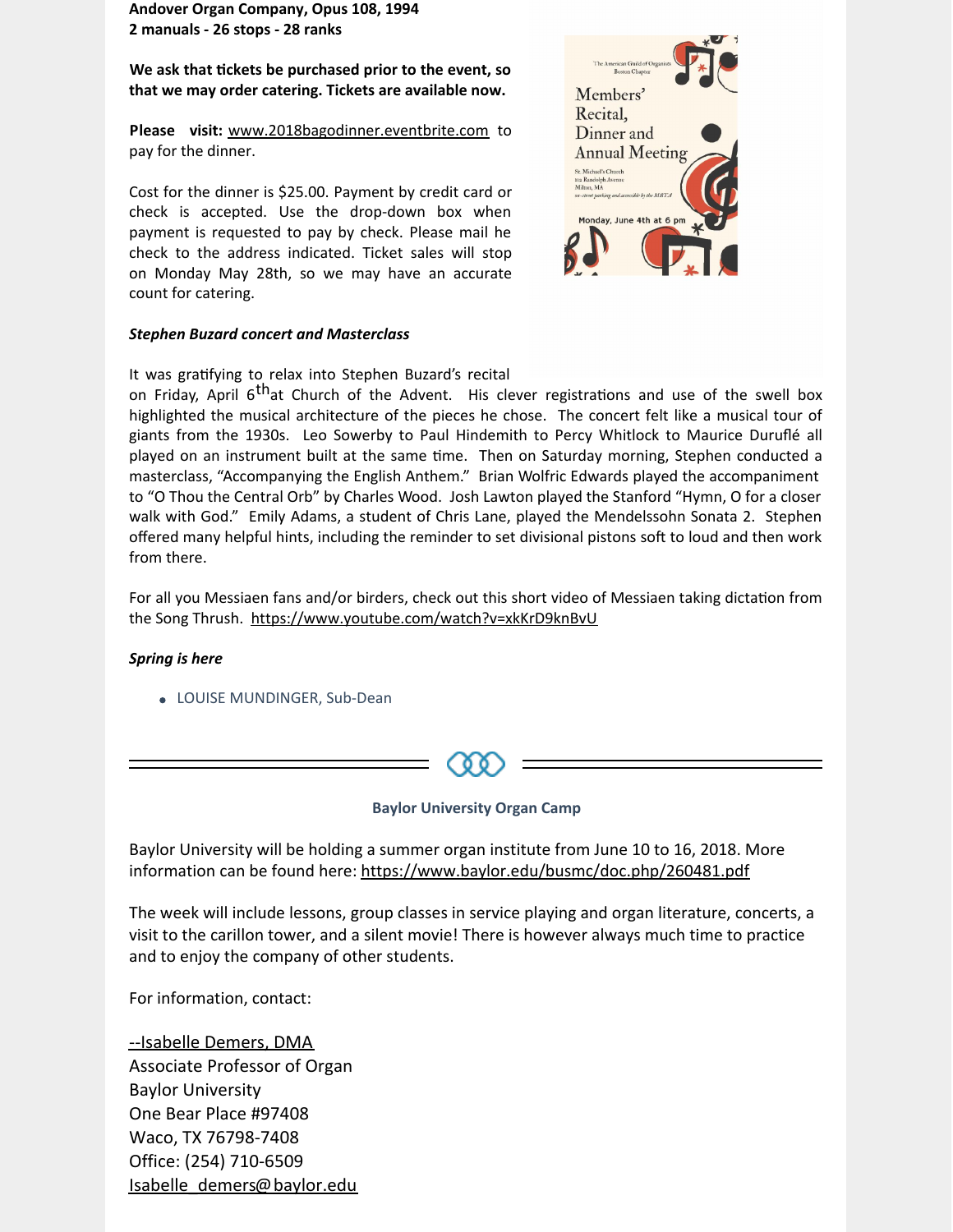**Andover Organ Company, Opus 108, 1994**
**2 manuals - 26 stops - 28 ranks**

**We ask that tickets be purchased prior to the event, so that we may order catering. Tickets are available now.**

**Please visit:** www.2018bagodinner.eventbrite.com to pay for the dinner.

Cost for the dinner is $25.00. Payment by credit card or check is accepted. Use the drop-down box when payment is requested to pay by check. Please mail he check to the address indicated. Ticket sales will stop on Monday May 28th, so we may have an accurate count for catering.

***Stephen Buzard concert and Masterclass***

It was gratifying to relax into Stephen Buzard's recital on Friday, April 6th at Church of the Advent. His clever registrations and use of the swell box highlighted the musical architecture of the pieces he chose. The concert felt like a musical tour of giants from the 1930s. Leo Sowerby to Paul Hindemith to Percy Whitlock to Maurice Duruflé all played on an instrument built at the same time. Then on Saturday morning, Stephen conducted a masterclass, "Accompanying the English Anthem." Brian Wolfric Edwards played the accompaniment to "O Thou the Central Orb" by Charles Wood. Josh Lawton played the Stanford "Hymn, O for a closer walk with God." Emily Adams, a student of Chris Lane, played the Mendelssohn Sonata 2. Stephen offered many helpful hints, including the reminder to set divisional pistons soft to loud and then work from there.

For all you Messiaen fans and/or birders, check out this short video of Messiaen taking dictation from the Song Thrush. https://www.youtube.com/watch?v=xkKrD9knBvU

***Spring is here***

- LOUISE MUNDINGER, Sub-Dean

---

**Baylor University Organ Camp**

Baylor University will be holding a summer organ institute from June 10 to 16, 2018. More information can be found here: https://www.baylor.edu/busmc/doc.php/260481.pdf

The week will include lessons, group classes in service playing and organ literature, concerts, a visit to the carillon tower, and a silent movie! There is however always much time to practice and to enjoy the company of other students.

For information, contact:

--Isabelle Demers, DMA
Associate Professor of Organ
Baylor University
One Bear Place #97408
Waco, TX 76798-7408
Office: (254) 710-6509
Isabelle_demers@baylor.edu